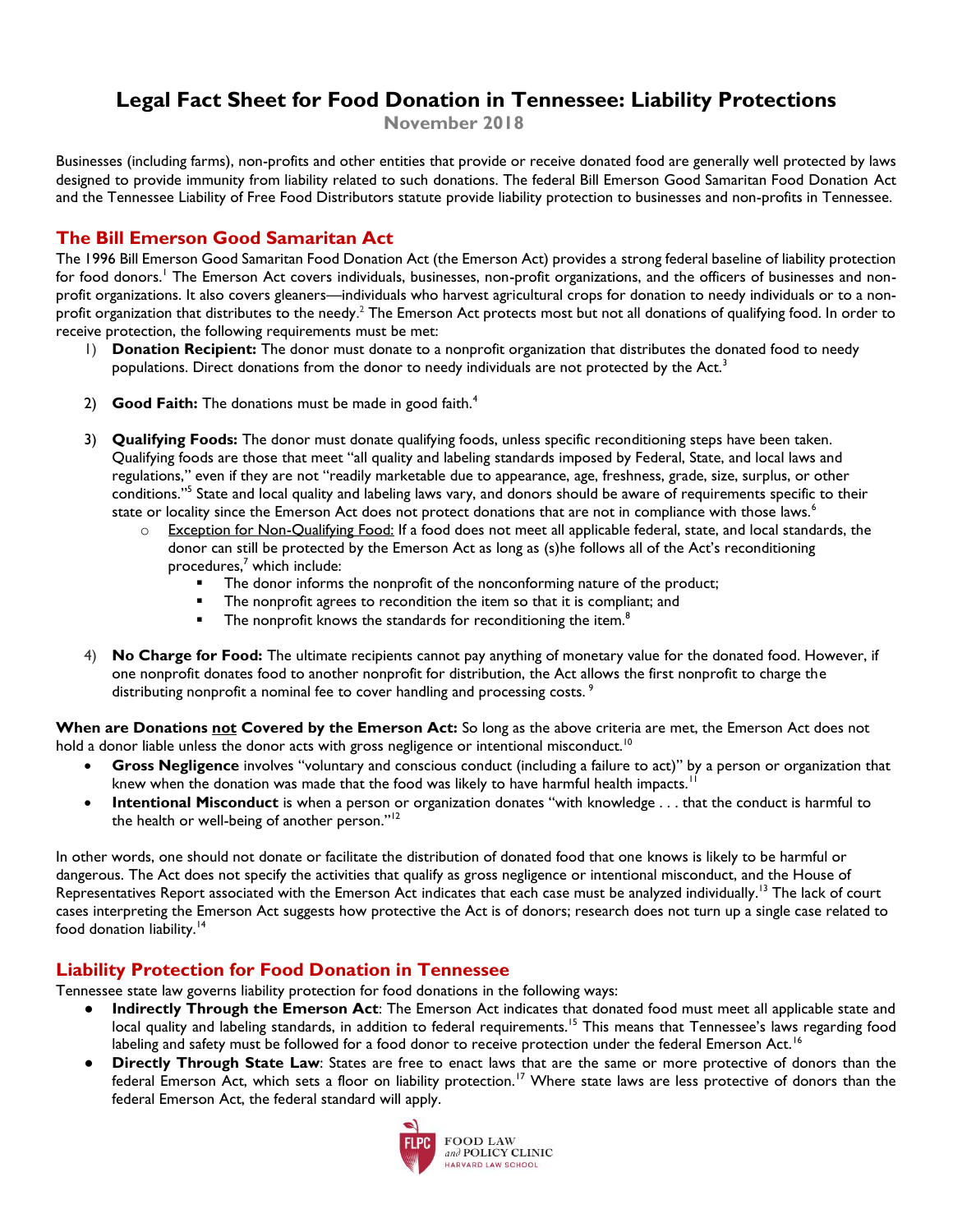# Legal Fact Sheet for Food Donation in Tennessee: Liability Protections

**November 2018**

Businesses (including farms), non-profits and other entities that provide or receive donated food are generally well protected by laws designed to provide immunity from liability related to such donations. The federal Bill Emerson Good Samaritan Food Donation Act and the Tennessee Liability of Free Food Distributors statute provide liability protection to businesses and non-profits in Tennessee.

## The Bill Emerson Good Samaritan Act

The 1996 Bill Emerson Good Samaritan Food Donation Act (the Emerson Act) provides a strong federal baseline of liability protection for food donors.[1] The Emerson Act covers individuals, businesses, non-profit organizations, and the officers of businesses and non-profit organizations. It also covers gleaners—individuals who harvest agricultural crops for donation to needy individuals or to a non-profit organization that distributes to the needy.[2] The Emerson Act protects most but not all donations of qualifying food. In order to receive protection, the following requirements must be met:

1) **Donation Recipient:** The donor must donate to a nonprofit organization that distributes the donated food to needy populations. Direct donations from the donor to needy individuals are not protected by the Act.[3]

2) **Good Faith:** The donations must be made in good faith.[4]

3) **Qualifying Foods:** The donor must donate qualifying foods, unless specific reconditioning steps have been taken. Qualifying foods are those that meet "all quality and labeling standards imposed by Federal, State, and local laws and regulations," even if they are not "readily marketable due to appearance, age, freshness, grade, size, surplus, or other conditions."[5] State and local quality and labeling laws vary, and donors should be aware of requirements specific to their state or locality since the Emerson Act does not protect donations that are not in compliance with those laws.[6]
   - Exception for Non-Qualifying Food: If a food does not meet all applicable federal, state, and local standards, the donor can still be protected by the Emerson Act as long as (s)he follows all of the Act's reconditioning procedures,[7] which include:
     - The donor informs the nonprofit of the nonconforming nature of the product;
     - The nonprofit agrees to recondition the item so that it is compliant; and
     - The nonprofit knows the standards for reconditioning the item.[8]

4) **No Charge for Food:** The ultimate recipients cannot pay anything of monetary value for the donated food. However, if one nonprofit donates food to another nonprofit for distribution, the Act allows the first nonprofit to charge the distributing nonprofit a nominal fee to cover handling and processing costs.[9]

**When are Donations not Covered by the Emerson Act:** So long as the above criteria are met, the Emerson Act does not hold a donor liable unless the donor acts with gross negligence or intentional misconduct.[10]

- **Gross Negligence** involves "voluntary and conscious conduct (including a failure to act)" by a person or organization that knew when the donation was made that the food was likely to have harmful health impacts.[11]
- **Intentional Misconduct** is when a person or organization donates "with knowledge . . . that the conduct is harmful to the health or well-being of another person."[12]

In other words, one should not donate or facilitate the distribution of donated food that one knows is likely to be harmful or dangerous. The Act does not specify the activities that qualify as gross negligence or intentional misconduct, and the House of Representatives Report associated with the Emerson Act indicates that each case must be analyzed individually.[13] The lack of court cases interpreting the Emerson Act suggests how protective the Act is of donors; research does not turn up a single case related to food donation liability.[14]

## Liability Protection for Food Donation in Tennessee

Tennessee state law governs liability protection for food donations in the following ways:

- **Indirectly Through the Emerson Act**: The Emerson Act indicates that donated food must meet all applicable state and local quality and labeling standards, in addition to federal requirements.[15] This means that Tennessee's laws regarding food labeling and safety must be followed for a food donor to receive protection under the federal Emerson Act.[16]
- **Directly Through State Law**: States are free to enact laws that are the same or more protective of donors than the federal Emerson Act, which sets a floor on liability protection.[17] Where state laws are less protective of donors than the federal Emerson Act, the federal standard will apply.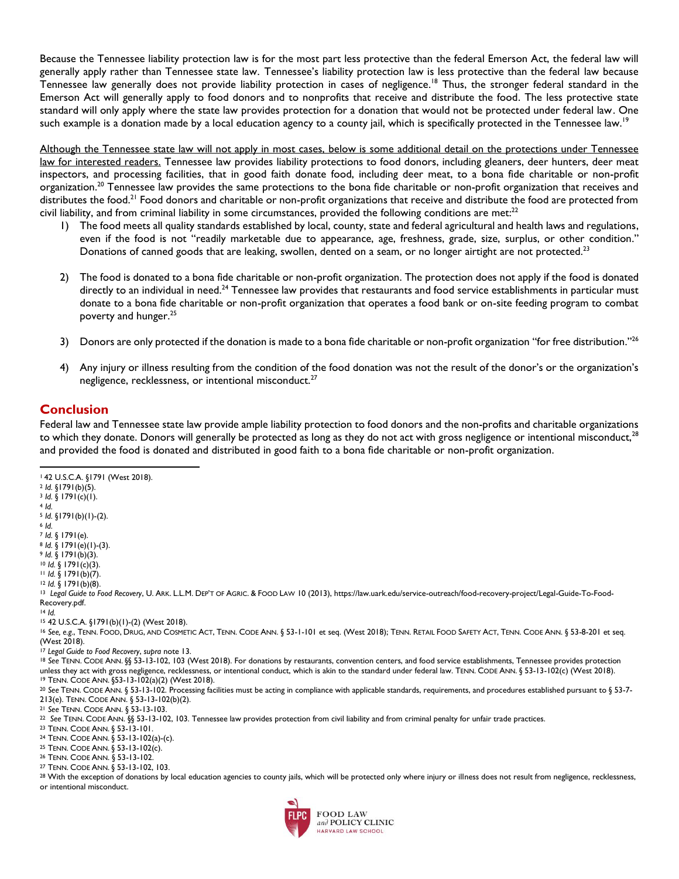Because the Tennessee liability protection law is for the most part less protective than the federal Emerson Act, the federal law will generally apply rather than Tennessee state law. Tennessee's liability protection law is less protective than the federal law because Tennessee law generally does not provide liability protection in cases of negligence.[18] Thus, the stronger federal standard in the Emerson Act will generally apply to food donors and to nonprofits that receive and distribute the food. The less protective state standard will only apply where the state law provides protection for a donation that would not be protected under federal law. One such example is a donation made by a local education agency to a county jail, which is specifically protected in the Tennessee law.[19]

Although the Tennessee state law will not apply in most cases, below is some additional detail on the protections under Tennessee law for interested readers. Tennessee law provides liability protections to food donors, including gleaners, deer hunters, deer meat inspectors, and processing facilities, that in good faith donate food, including deer meat, to a bona fide charitable or non-profit organization.[20] Tennessee law provides the same protections to the bona fide charitable or non-profit organization that receives and distributes the food.[21] Food donors and charitable or non-profit organizations that receive and distribute the food are protected from civil liability, and from criminal liability in some circumstances, provided the following conditions are met:[22]

1) The food meets all quality standards established by local, county, state and federal agricultural and health laws and regulations, even if the food is not "readily marketable due to appearance, age, freshness, grade, size, surplus, or other condition." Donations of canned goods that are leaking, swollen, dented on a seam, or no longer airtight are not protected.[23]

2) The food is donated to a bona fide charitable or non-profit organization. The protection does not apply if the food is donated directly to an individual in need.[24] Tennessee law provides that restaurants and food service establishments in particular must donate to a bona fide charitable or non-profit organization that operates a food bank or on-site feeding program to combat poverty and hunger.[25]

3) Donors are only protected if the donation is made to a bona fide charitable or non-profit organization "for free distribution."[26]

4) Any injury or illness resulting from the condition of the food donation was not the result of the donor's or the organization's negligence, recklessness, or intentional misconduct.[27]

## Conclusion

Federal law and Tennessee state law provide ample liability protection to food donors and the non-profits and charitable organizations to which they donate. Donors will generally be protected as long as they do not act with gross negligence or intentional misconduct,[28] and provided the food is donated and distributed in good faith to a bona fide charitable or non-profit organization.

---

1 42 U.S.C.A. §1791 (West 2018).
2 *Id.* §1791(b)(5).
3 *Id.* § 1791(c)(1).
4 *Id.*
5 *Id.* §1791(b)(1)-(2).
6 *Id.*
7 *Id.* § 1791(e).
8 *Id.* § 1791(e)(1)-(3).
9 *Id.* § 1791(b)(3).
10 *Id.* § 1791(c)(3).
11 *Id.* § 1791(b)(7).
12 *Id.* § 1791(b)(8).
13 *Legal Guide to Food Recovery*, U. ARK. L.L.M. DEP'T OF AGRIC. & FOOD LAW 10 (2013), https://law.uark.edu/service-outreach/food-recovery-project/Legal-Guide-To-Food-Recovery.pdf.
14 *Id.*
15 42 U.S.C.A. §1791(b)(1)-(2) (West 2018).
16 *See, e.g.*, TENN. FOOD, DRUG, AND COSMETIC ACT, TENN. CODE ANN. § 53-1-101 et seq. (West 2018); TENN. RETAIL FOOD SAFETY ACT, TENN. CODE ANN. § 53-8-201 et seq. (West 2018).
17 *Legal Guide to Food Recovery*, *supra* note 13.
18 *See* TENN. CODE ANN. §§ 53-13-102, 103 (West 2018). For donations by restaurants, convention centers, and food service establishments, Tennessee provides protection unless they act with gross negligence, recklessness, or intentional conduct, which is akin to the standard under federal law. TENN. CODE ANN. § 53-13-102(c) (West 2018).
19 TENN. CODE ANN. §53-13-102(a)(2) (West 2018).
20 *See* TENN. CODE ANN. § 53-13-102. Processing facilities must be acting in compliance with applicable standards, requirements, and procedures established pursuant to § 53-7-213(e). TENN. CODE ANN. § 53-13-102(b)(2).
21 *See* TENN. CODE ANN. § 53-13-103.
22 *See* TENN. CODE ANN. §§ 53-13-102, 103. Tennessee law provides protection from civil liability and from criminal penalty for unfair trade practices.
23 TENN. CODE ANN. § 53-13-101.
24 TENN. CODE ANN. § 53-13-102(a)-(c).
25 TENN. CODE ANN. § 53-13-102(c).
26 TENN. CODE ANN. § 53-13-102.
27 TENN. CODE ANN. § 53-13-102, 103.
28 With the exception of donations by local education agencies to county jails, which will be protected only where injury or illness does not result from negligence, recklessness, or intentional misconduct.